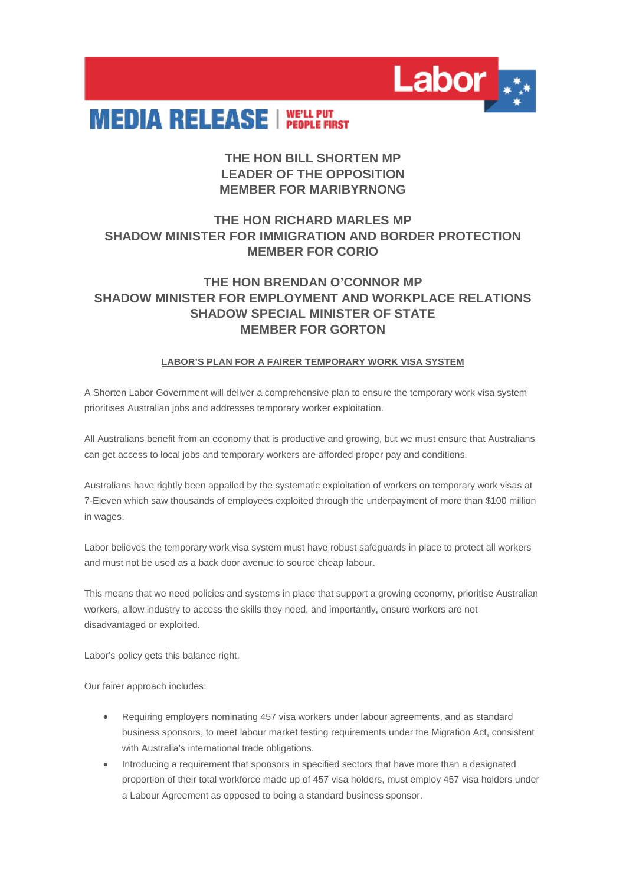# MEDIA RELEASE | WE'LL PUT PEOPLE FIRST

**THE HON BILL SHORTEN MP**
**LEADER OF THE OPPOSITION**
**MEMBER FOR MARIBYRNONG**

**THE HON RICHARD MARLES MP**
**SHADOW MINISTER FOR IMMIGRATION AND BORDER PROTECTION**
**MEMBER FOR CORIO**

**THE HON BRENDAN O'CONNOR MP**
**SHADOW MINISTER FOR EMPLOYMENT AND WORKPLACE RELATIONS**
**SHADOW SPECIAL MINISTER OF STATE**
**MEMBER FOR GORTON**

## LABOR'S PLAN FOR A FAIRER TEMPORARY WORK VISA SYSTEM

A Shorten Labor Government will deliver a comprehensive plan to ensure the temporary work visa system prioritises Australian jobs and addresses temporary worker exploitation.

All Australians benefit from an economy that is productive and growing, but we must ensure that Australians can get access to local jobs and temporary workers are afforded proper pay and conditions.

Australians have rightly been appalled by the systematic exploitation of workers on temporary work visas at 7-Eleven which saw thousands of employees exploited through the underpayment of more than $100 million in wages.

Labor believes the temporary work visa system must have robust safeguards in place to protect all workers and must not be used as a back door avenue to source cheap labour.

This means that we need policies and systems in place that support a growing economy, prioritise Australian workers, allow industry to access the skills they need, and importantly, ensure workers are not disadvantaged or exploited.

Labor's policy gets this balance right.

Our fairer approach includes:

- Requiring employers nominating 457 visa workers under labour agreements, and as standard business sponsors, to meet labour market testing requirements under the Migration Act, consistent with Australia's international trade obligations.
- Introducing a requirement that sponsors in specified sectors that have more than a designated proportion of their total workforce made up of 457 visa holders, must employ 457 visa holders under a Labour Agreement as opposed to being a standard business sponsor.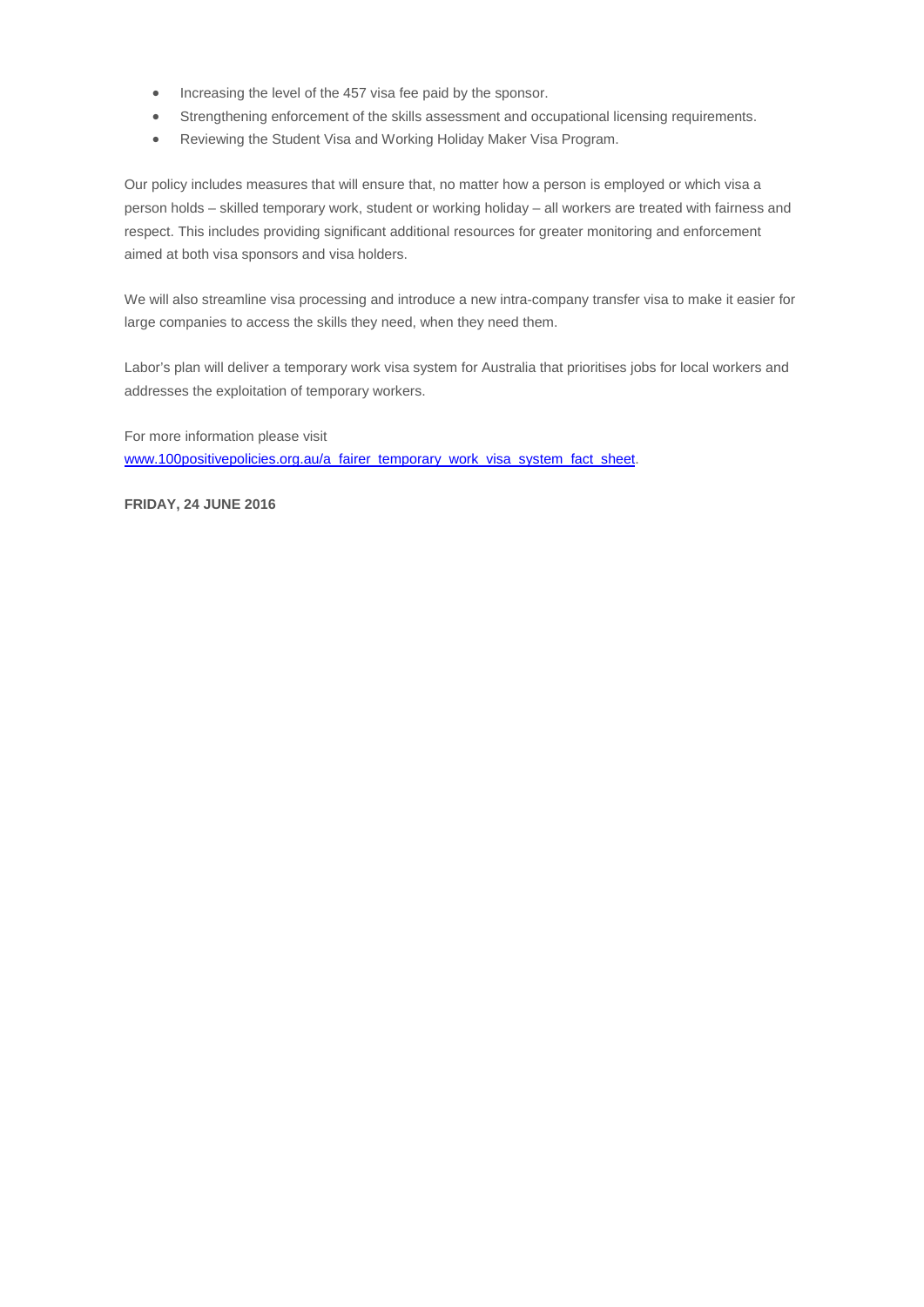- Increasing the level of the 457 visa fee paid by the sponsor.
- Strengthening enforcement of the skills assessment and occupational licensing requirements.
- Reviewing the Student Visa and Working Holiday Maker Visa Program.

Our policy includes measures that will ensure that, no matter how a person is employed or which visa a person holds – skilled temporary work, student or working holiday – all workers are treated with fairness and respect. This includes providing significant additional resources for greater monitoring and enforcement aimed at both visa sponsors and visa holders.

We will also streamline visa processing and introduce a new intra-company transfer visa to make it easier for large companies to access the skills they need, when they need them.

Labor's plan will deliver a temporary work visa system for Australia that prioritises jobs for local workers and addresses the exploitation of temporary workers.

For more information please visit [www.100positivepolicies.org.au/a_fairer_temporary_work_visa_system_fact_sheet](www.100positivepolicies.org.au/a_fairer_temporary_work_visa_system_fact_sheet).

**FRIDAY, 24 JUNE 2016**